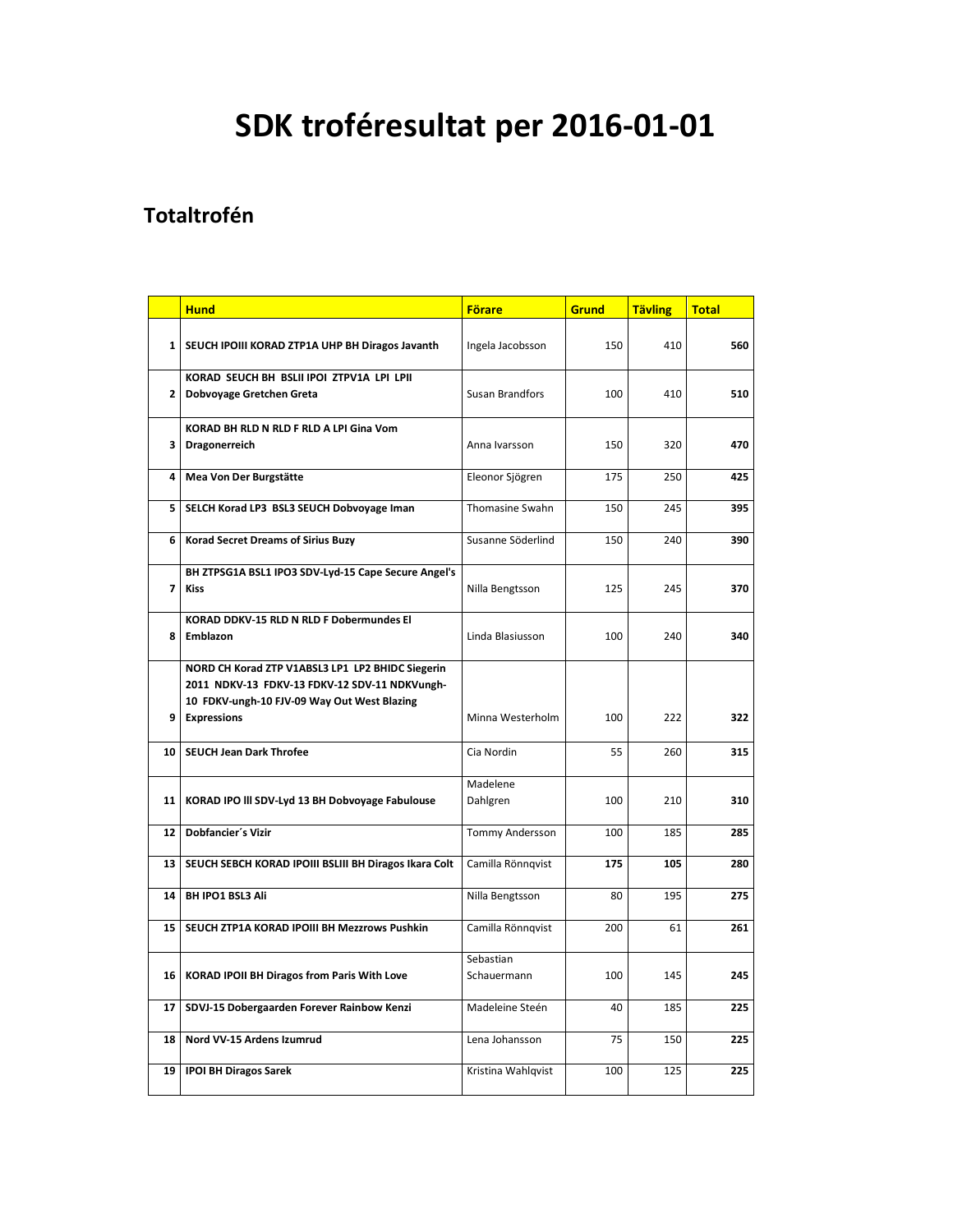# SDK troféresultat per 2016-01-01

## Totaltrofén

| | Hund | Förare | Grund | Tävling | Total |
|---|---|---|---|---|---|
| 1 | **SEUCH IPOIII KORAD ZTP1A UHP BH Diragos Javanth** | Ingela Jacobsson | 150 | 410 | **560** |
| 2 | **KORAD SEUCH BH BSLII IPOI ZTPV1A LPI LPII Dobvoyage Gretchen Greta** | Susan Brandfors | 100 | 410 | **510** |
| 3 | **KORAD BH RLD N RLD F RLD A LPI Gina Vom Dragonerreich** | Anna Ivarsson | 150 | 320 | **470** |
| 4 | **Mea Von Der Burgstätte** | Eleonor Sjögren | 175 | 250 | **425** |
| 5 | **SELCH Korad LP3 BSL3 SEUCH Dobvoyage Iman** | Thomasine Swahn | 150 | 245 | **395** |
| 6 | **Korad Secret Dreams of Sirius Buzy** | Susanne Söderlind | 150 | 240 | **390** |
| 7 | **BH ZTPSG1A BSL1 IPO3 SDV-Lyd-15 Cape Secure Angel's Kiss** | Nilla Bengtsson | 125 | 245 | **370** |
| 8 | **KORAD DDKV-15 RLD N RLD F Dobermundes El Emblazon** | Linda Blasiusson | 100 | 240 | **340** |
| 9 | **NORD CH Korad ZTP V1ABSL3 LP1 LP2 BHIDC Siegerin 2011 NDKV-13 FDKV-13 FDKV-12 SDV-11 NDKVungh-10 FDKV-ungh-10 FJV-09 Way Out West Blazing Expressions** | Minna Westerholm | 100 | 222 | **322** |
| 10 | **SEUCH Jean Dark Throfee** | Cia Nordin | 55 | 260 | **315** |
| 11 | **KORAD IPO lll SDV-Lyd 13 BH Dobvoyage Fabulouse** | Madelene Dahlgren | 100 | 210 | **310** |
| 12 | **Dobfancier´s Vizir** | Tommy Andersson | 100 | 185 | **285** |
| 13 | **SEUCH SEBCH KORAD IPOIII BSLIII BH Diragos Ikara Colt** | Camilla Rönnqvist | **175** | **105** | **280** |
| 14 | **BH IPO1 BSL3 Ali** | Nilla Bengtsson | 80 | 195 | **275** |
| 15 | **SEUCH ZTP1A KORAD IPOIII BH Mezzrows Pushkin** | Camilla Rönnqvist | 200 | 61 | **261** |
| 16 | **KORAD IPOII BH Diragos from Paris With Love** | Sebastian Schauermann | 100 | 145 | **245** |
| 17 | **SDVJ-15 Dobergaarden Forever Rainbow Kenzi** | Madeleine Steén | 40 | 185 | **225** |
| 18 | **Nord VV-15 Ardens Izumrud** | Lena Johansson | 75 | 150 | **225** |
| 19 | **IPOI BH Diragos Sarek** | Kristina Wahlqvist | 100 | 125 | **225** |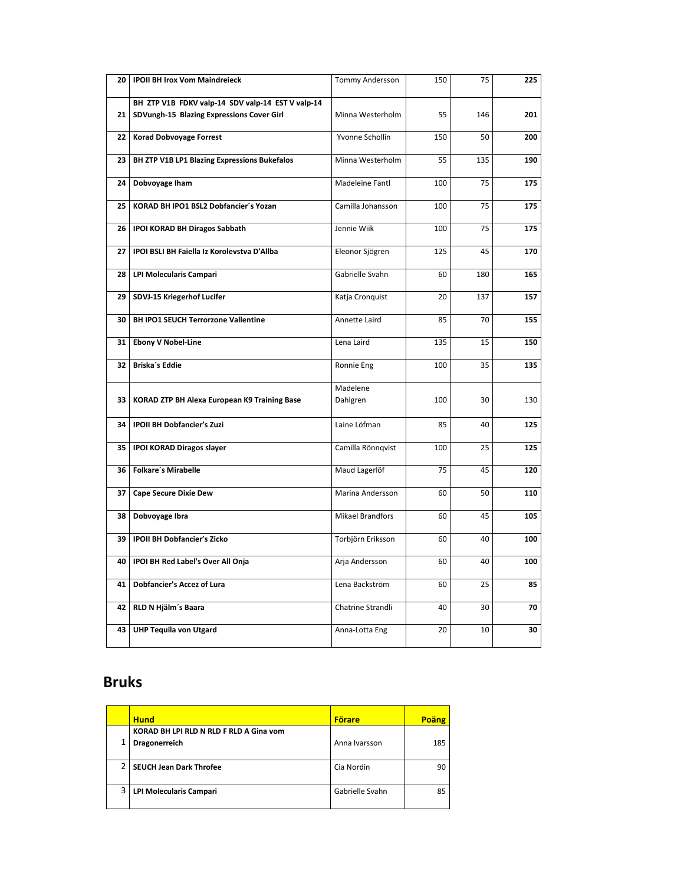| | | | | | |
|---|---|---|---|---|---|
| 20 | **IPOII BH Irox Vom Maindreieck** | Tommy Andersson | 150 | 75 | **225** |
| 21 | **BH ZTP V1B FDKV valp-14 SDV valp-14 EST V valp-14 SDVungh-15 Blazing Expressions Cover Girl** | Minna Westerholm | 55 | 146 | **201** |
| 22 | **Korad Dobvoyage Forrest** | Yvonne Schollin | 150 | 50 | **200** |
| 23 | **BH ZTP V1B LP1 Blazing Expressions Bukefalos** | Minna Westerholm | 55 | 135 | **190** |
| 24 | **Dobvoyage Iham** | Madeleine Fantl | 100 | 75 | **175** |
| 25 | **KORAD BH IPO1 BSL2 Dobfancier´s Yozan** | Camilla Johansson | 100 | 75 | **175** |
| 26 | **IPOI KORAD BH Diragos Sabbath** | Jennie Wiik | 100 | 75 | **175** |
| 27 | **IPOI BSLI BH Faiella Iz Korolevstva D'Allba** | Eleonor Sjögren | 125 | 45 | **170** |
| 28 | **LPI Molecularis Campari** | Gabrielle Svahn | 60 | 180 | **165** |
| 29 | **SDVJ-15 Kriegerhof Lucifer** | Katja Cronquist | 20 | 137 | **157** |
| 30 | **BH IPO1 SEUCH Terrorzone Vallentine** | Annette Laird | 85 | 70 | **155** |
| 31 | **Ebony V Nobel-Line** | Lena Laird | 135 | 15 | **150** |
| 32 | **Briska´s Eddie** | Ronnie Eng | 100 | 35 | **135** |
| 33 | **KORAD ZTP BH Alexa European K9 Training Base** | Madelene Dahlgren | 100 | 30 | 130 |
| 34 | **IPOII BH Dobfancier's Zuzi** | Laine Löfman | 85 | 40 | **125** |
| 35 | **IPOI KORAD Diragos slayer** | Camilla Rönnqvist | 100 | 25 | **125** |
| 36 | **Folkare´s Mirabelle** | Maud Lagerlöf | 75 | 45 | **120** |
| 37 | **Cape Secure Dixie Dew** | Marina Andersson | 60 | 50 | **110** |
| 38 | **Dobvoyage Ibra** | Mikael Brandfors | 60 | 45 | **105** |
| 39 | **IPOII BH Dobfancier's Zicko** | Torbjörn Eriksson | 60 | 40 | **100** |
| 40 | **IPOI BH Red Label's Over All Onja** | Arja Andersson | 60 | 40 | **100** |
| 41 | **Dobfancier's Accez of Lura** | Lena Backström | 60 | 25 | **85** |
| 42 | **RLD N Hjälm´s Baara** | Chatrine Strandli | 40 | 30 | **70** |
| 43 | **UHP Tequila von Utgard** | Anna-Lotta Eng | 20 | 10 | **30** |

## Bruks

| | **Hund** | **Förare** | **Poäng** |
|---|---|---|---|
| 1 | **KORAD BH LPI RLD N RLD F RLD A Gina vom Dragonerreich** | Anna Ivarsson | 185 |
| 2 | **SEUCH Jean Dark Throfee** | Cia Nordin | 90 |
| 3 | **LPI Molecularis Campari** | Gabrielle Svahn | 85 |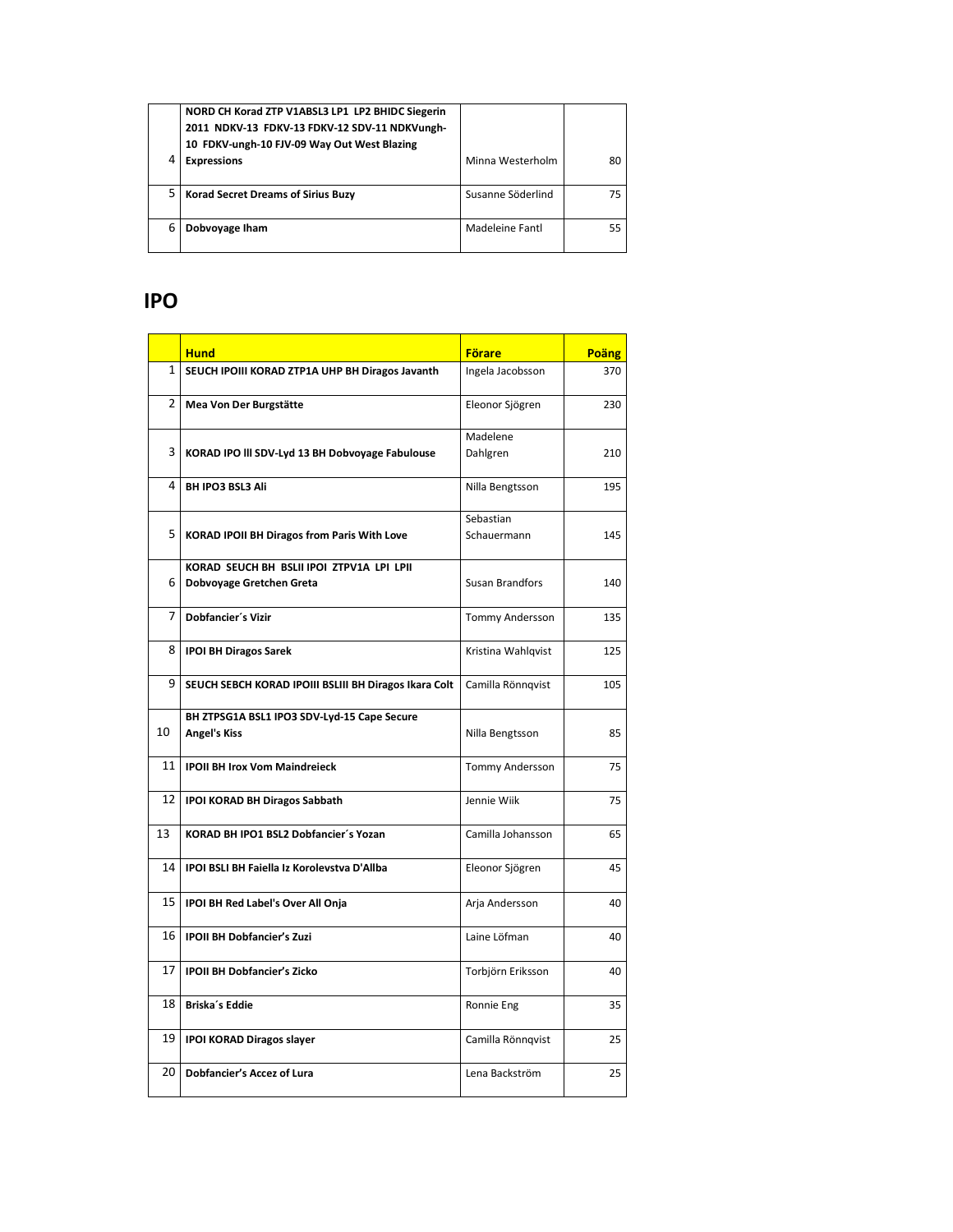| | | | |
|---|---|---|---|
| 4 | **NORD CH Korad ZTP V1ABSL3 LP1 LP2 BHIDC Siegerin 2011 NDKV-13 FDKV-13 FDKV-12 SDV-11 NDKVungh-10 FDKV-ungh-10 FJV-09 Way Out West Blazing Expressions** | Minna Westerholm | 80 |
| 5 | **Korad Secret Dreams of Sirius Buzy** | Susanne Söderlind | 75 |
| 6 | **Dobvoyage Iham** | Madeleine Fantl | 55 |

## IPO

| | Hund | Förare | Poäng |
|---|---|---|---|
| 1 | **SEUCH IPOIII KORAD ZTP1A UHP BH Diragos Javanth** | Ingela Jacobsson | 370 |
| 2 | **Mea Von Der Burgstätte** | Eleonor Sjögren | 230 |
| 3 | **KORAD IPO lll SDV-Lyd 13 BH Dobvoyage Fabulouse** | Madelene Dahlgren | 210 |
| 4 | **BH IPO3 BSL3 Ali** | Nilla Bengtsson | 195 |
| 5 | **KORAD IPOII BH Diragos from Paris With Love** | Sebastian Schauermann | 145 |
| 6 | **KORAD SEUCH BH BSLII IPOI ZTPV1A LPI LPII Dobvoyage Gretchen Greta** | Susan Brandfors | 140 |
| 7 | **Dobfancier´s Vizir** | Tommy Andersson | 135 |
| 8 | **IPOI BH Diragos Sarek** | Kristina Wahlqvist | 125 |
| 9 | **SEUCH SEBCH KORAD IPOIII BSLIII BH Diragos Ikara Colt** | Camilla Rönnqvist | 105 |
| 10 | **BH ZTPSG1A BSL1 IPO3 SDV-Lyd-15 Cape Secure Angel's Kiss** | Nilla Bengtsson | 85 |
| 11 | **IPOII BH Irox Vom Maindreieck** | Tommy Andersson | 75 |
| 12 | **IPOI KORAD BH Diragos Sabbath** | Jennie Wiik | 75 |
| 13 | **KORAD BH IPO1 BSL2 Dobfancier´s Yozan** | Camilla Johansson | 65 |
| 14 | **IPOI BSLI BH Faiella Iz Korolevstva D'Allba** | Eleonor Sjögren | 45 |
| 15 | **IPOI BH Red Label's Over All Onja** | Arja Andersson | 40 |
| 16 | **IPOII BH Dobfancier's Zuzi** | Laine Löfman | 40 |
| 17 | **IPOII BH Dobfancier's Zicko** | Torbjörn Eriksson | 40 |
| 18 | **Briska´s Eddie** | Ronnie Eng | 35 |
| 19 | **IPOI KORAD Diragos slayer** | Camilla Rönnqvist | 25 |
| 20 | **Dobfancier's Accez of Lura** | Lena Backström | 25 |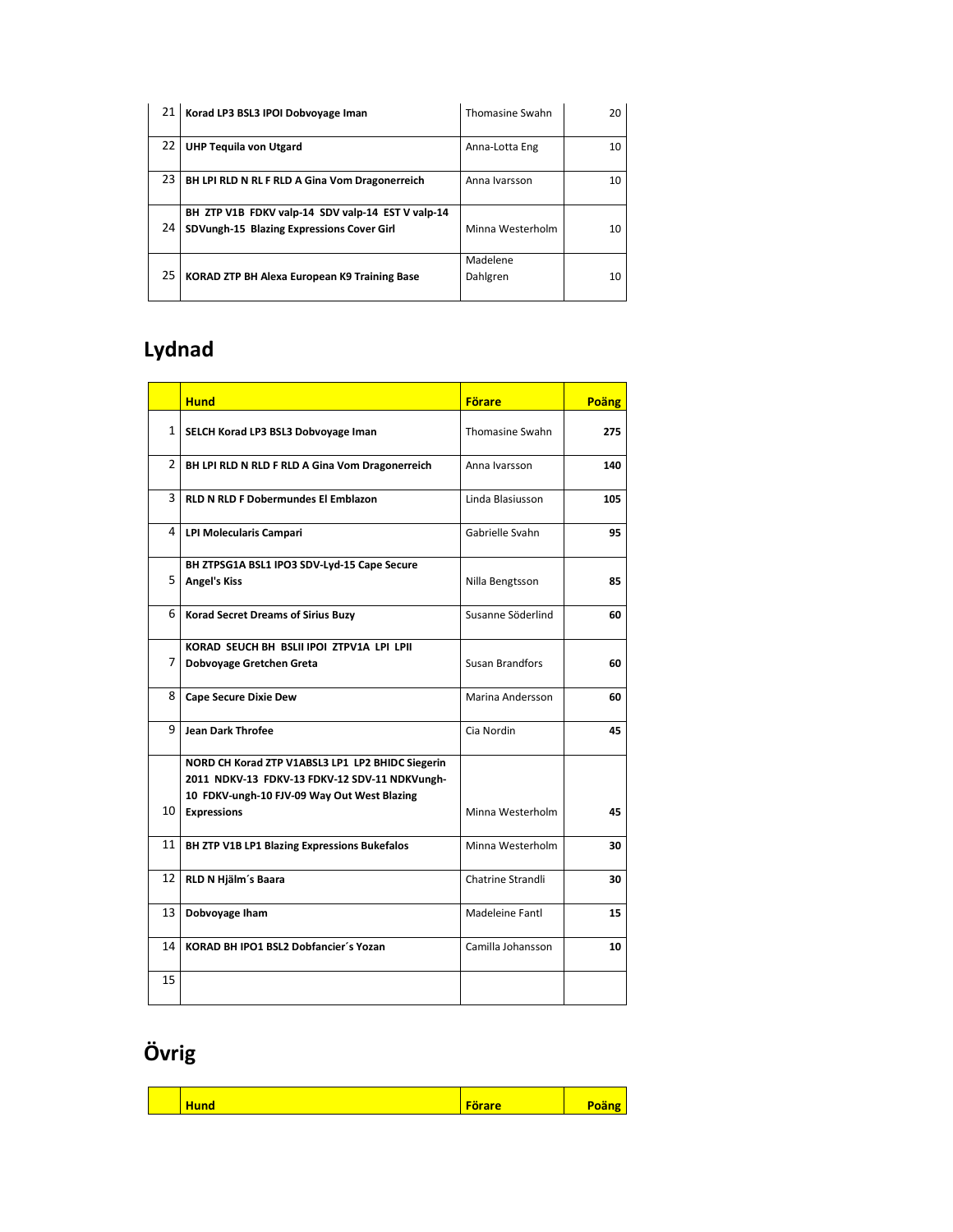| | | | |
|---|---|---|---|
| 21 | **Korad LP3 BSL3 IPOI Dobvoyage Iman** | Thomasine Swahn | 20 |
| 22 | **UHP Tequila von Utgard** | Anna-Lotta Eng | 10 |
| 23 | **BH LPI RLD N RL F RLD A Gina Vom Dragonerreich** | Anna Ivarsson | 10 |
| 24 | **BH ZTP V1B FDKV valp-14 SDV valp-14 EST V valp-14 SDVungh-15 Blazing Expressions Cover Girl** | Minna Westerholm | 10 |
| 25 | **KORAD ZTP BH Alexa European K9 Training Base** | Madelene Dahlgren | 10 |

## Lydnad

| | Hund | Förare | Poäng |
|---|---|---|---|
| 1 | **SELCH Korad LP3 BSL3 Dobvoyage Iman** | Thomasine Swahn | **275** |
| 2 | **BH LPI RLD N RLD F RLD A Gina Vom Dragonerreich** | Anna Ivarsson | **140** |
| 3 | **RLD N RLD F Dobermundes El Emblazon** | Linda Blasiusson | **105** |
| 4 | **LPI Molecularis Campari** | Gabrielle Svahn | **95** |
| 5 | **BH ZTPSG1A BSL1 IPO3 SDV-Lyd-15 Cape Secure Angel's Kiss** | Nilla Bengtsson | **85** |
| 6 | **Korad Secret Dreams of Sirius Buzy** | Susanne Söderlind | **60** |
| 7 | **KORAD SEUCH BH BSLII IPOI ZTPV1A LPI LPII Dobvoyage Gretchen Greta** | Susan Brandfors | **60** |
| 8 | **Cape Secure Dixie Dew** | Marina Andersson | **60** |
| 9 | **Jean Dark Throfee** | Cia Nordin | **45** |
| 10 | **NORD CH Korad ZTP V1ABSL3 LP1 LP2 BHIDC Siegerin 2011 NDKV-13 FDKV-13 FDKV-12 SDV-11 NDKVungh-10 FDKV-ungh-10 FJV-09 Way Out West Blazing Expressions** | Minna Westerholm | **45** |
| 11 | **BH ZTP V1B LP1 Blazing Expressions Bukefalos** | Minna Westerholm | **30** |
| 12 | **RLD N Hjälm´s Baara** | Chatrine Strandli | **30** |
| 13 | **Dobvoyage Iham** | Madeleine Fantl | **15** |
| 14 | **KORAD BH IPO1 BSL2 Dobfancier´s Yozan** | Camilla Johansson | **10** |
| 15 | | | |

## Övrig

| | Hund | Förare | Poäng |
|---|---|---|---|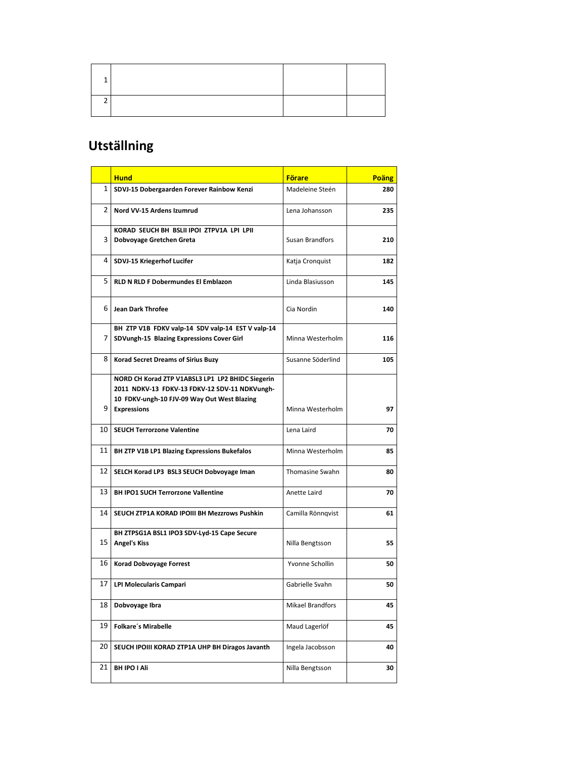| | | | |
|---|---|---|---|
| 1 | | | |
| 2 | | | |

## Utställning

| | Hund | Förare | Poäng |
|---|---|---|---|
| 1 | **SDVJ-15 Dobergaarden Forever Rainbow Kenzi** | Madeleine Steén | **280** |
| 2 | **Nord VV-15 Ardens Izumrud** | Lena Johansson | **235** |
| 3 | **KORAD SEUCH BH BSLII IPOI ZTPV1A LPI LPII Dobvoyage Gretchen Greta** | Susan Brandfors | **210** |
| 4 | **SDVJ-15 Kriegerhof Lucifer** | Katja Cronquist | **182** |
| 5 | **RLD N RLD F Dobermundes El Emblazon** | Linda Blasiusson | **145** |
| 6 | **Jean Dark Throfee** | Cia Nordin | **140** |
| 7 | **BH ZTP V1B FDKV valp-14 SDV valp-14 EST V valp-14 SDVungh-15 Blazing Expressions Cover Girl** | Minna Westerholm | **116** |
| 8 | **Korad Secret Dreams of Sirius Buzy** | Susanne Söderlind | **105** |
| 9 | **NORD CH Korad ZTP V1ABSL3 LP1 LP2 BHIDC Siegerin 2011 NDKV-13 FDKV-13 FDKV-12 SDV-11 NDKVungh-10 FDKV-ungh-10 FJV-09 Way Out West Blazing Expressions** | Minna Westerholm | **97** |
| 10 | **SEUCH Terrorzone Valentine** | Lena Laird | **70** |
| 11 | **BH ZTP V1B LP1 Blazing Expressions Bukefalos** | Minna Westerholm | **85** |
| 12 | **SELCH Korad LP3 BSL3 SEUCH Dobvoyage Iman** | Thomasine Swahn | **80** |
| 13 | **BH IPO1 SUCH Terrorzone Vallentine** | Anette Laird | **70** |
| 14 | **SEUCH ZTP1A KORAD IPOIII BH Mezzrows Pushkin** | Camilla Rönnqvist | **61** |
| 15 | **BH ZTPSG1A BSL1 IPO3 SDV-Lyd-15 Cape Secure Angel's Kiss** | Nilla Bengtsson | **55** |
| 16 | **Korad Dobvoyage Forrest** | Yvonne Schollin | **50** |
| 17 | **LPI Molecularis Campari** | Gabrielle Svahn | **50** |
| 18 | **Dobvoyage Ibra** | Mikael Brandfors | **45** |
| 19 | **Folkare´s Mirabelle** | Maud Lagerlöf | **45** |
| 20 | **SEUCH IPOIII KORAD ZTP1A UHP BH Diragos Javanth** | Ingela Jacobsson | **40** |
| 21 | **BH IPO I Ali** | Nilla Bengtsson | **30** |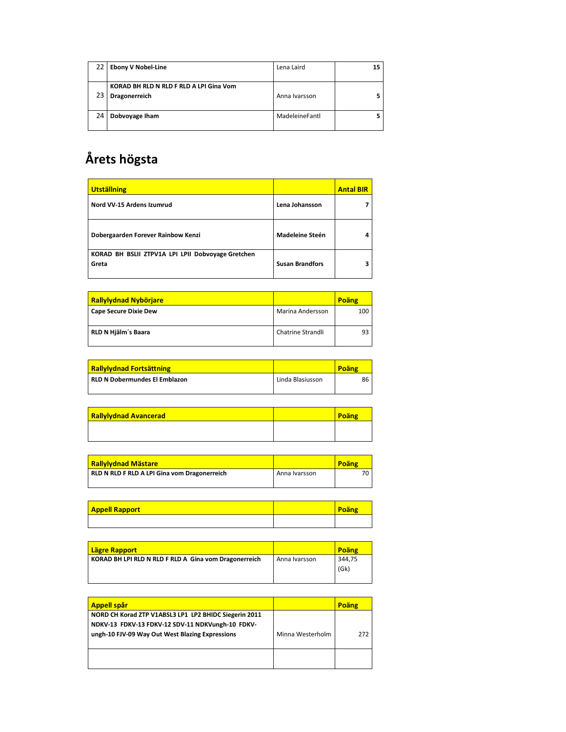| 22 | **Ebony V Nobel-Line** | Lena Laird | **15** |
|---|---|---|---|
| 23 | **KORAD BH RLD N RLD F RLD A LPI Gina Vom Dragonerreich** | Anna Ivarsson | **5** |
| 24 | **Dobvoyage Iham** | MadeleineFantl | **5** |

# Årets högsta

| **Utställning** | | **Antal BIR** |
|---|---|---|
| **Nord VV-15 Ardens Izumrud** | **Lena Johansson** | **7** |
| **Dobergaarden Forever Rainbow Kenzi** | **Madeleine Steén** | **4** |
| **KORAD BH BSLII ZTPV1A LPI LPII Dobvoyage Gretchen Greta** | **Susan Brandfors** | **3** |

| **Rallylydnad Nybörjare** | | **Poäng** |
|---|---|---|
| **Cape Secure Dixie Dew** | Marina Andersson | 100 |
| **RLD N Hjälm´s Baara** | Chatrine Strandli | 93 |

| **Rallylydnad Fortsättning** | | **Poäng** |
|---|---|---|
| **RLD N Dobermundes El Emblazon** | Linda Blasiusson | 86 |

| **Rallylydnad Avancerad** | | **Poäng** |
|---|---|---|
| | | |

| **Rallylydnad Mästare** | | **Poäng** |
|---|---|---|
| **RLD N RLD F RLD A LPI Gina vom Dragonerreich** | Anna Ivarsson | 70 |

| **Appell Rapport** | | **Poäng** |
|---|---|---|
| | | |

| **Lägre Rapport** | | **Poäng** |
|---|---|---|
| **KORAD BH LPI RLD N RLD F RLD A Gina vom Dragonerreich** | Anna Ivarsson | 344,75 (Gk) |

| **Appell spår** | | **Poäng** |
|---|---|---|
| **NORD CH Korad ZTP V1ABSL3 LP1 LP2 BHIDC Siegerin 2011 NDKV-13 FDKV-13 FDKV-12 SDV-11 NDKVungh-10 FDKV-ungh-10 FJV-09 Way Out West Blazing Expressions** | Minna Westerholm | 272 |
| | | |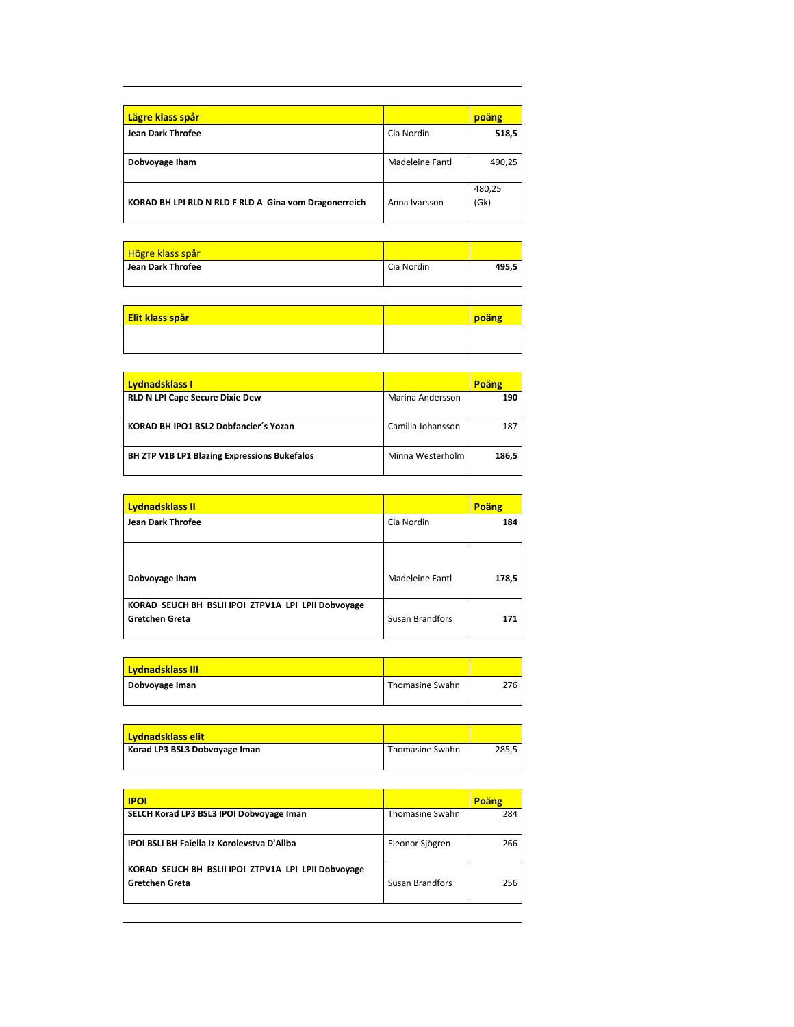| Lägre klass spår | | poäng |
|---|---|---|
| **Jean Dark Throfee** | Cia Nordin | **518,5** |
| **Dobvoyage Iham** | Madeleine Fantl | 490,25 |
| **KORAD BH LPI RLD N RLD F RLD A Gina vom Dragonerreich** | Anna Ivarsson | 480,25 (Gk) |

| Högre klass spår | | |
|---|---|---|
| **Jean Dark Throfee** | Cia Nordin | **495,5** |

| Elit klass spår | | poäng |
|---|---|---|
| | | |

| Lydnadsklass I | | Poäng |
|---|---|---|
| **RLD N LPI Cape Secure Dixie Dew** | Marina Andersson | **190** |
| **KORAD BH IPO1 BSL2 Dobfancier´s Yozan** | Camilla Johansson | 187 |
| **BH ZTP V1B LP1 Blazing Expressions Bukefalos** | Minna Westerholm | **186,5** |

| Lydnadsklass II | | Poäng |
|---|---|---|
| **Jean Dark Throfee** | Cia Nordin | **184** |
| **Dobvoyage Iham** | Madeleine Fantl | **178,5** |
| **KORAD SEUCH BH BSLII IPOI ZTPV1A LPI LPII Dobvoyage Gretchen Greta** | Susan Brandfors | **171** |

| Lydnadsklass III | | |
|---|---|---|
| **Dobvoyage Iman** | Thomasine Swahn | 276 |

| Lydnadsklass elit | | |
|---|---|---|
| **Korad LP3 BSL3 Dobvoyage Iman** | Thomasine Swahn | 285,5 |

| IPOI | | Poäng |
|---|---|---|
| **SELCH Korad LP3 BSL3 IPOI Dobvoyage Iman** | Thomasine Swahn | 284 |
| **IPOI BSLI BH Faiella Iz Korolevstva D'Allba** | Eleonor Sjögren | 266 |
| **KORAD SEUCH BH BSLII IPOI ZTPV1A LPI LPII Dobvoyage Gretchen Greta** | Susan Brandfors | 256 |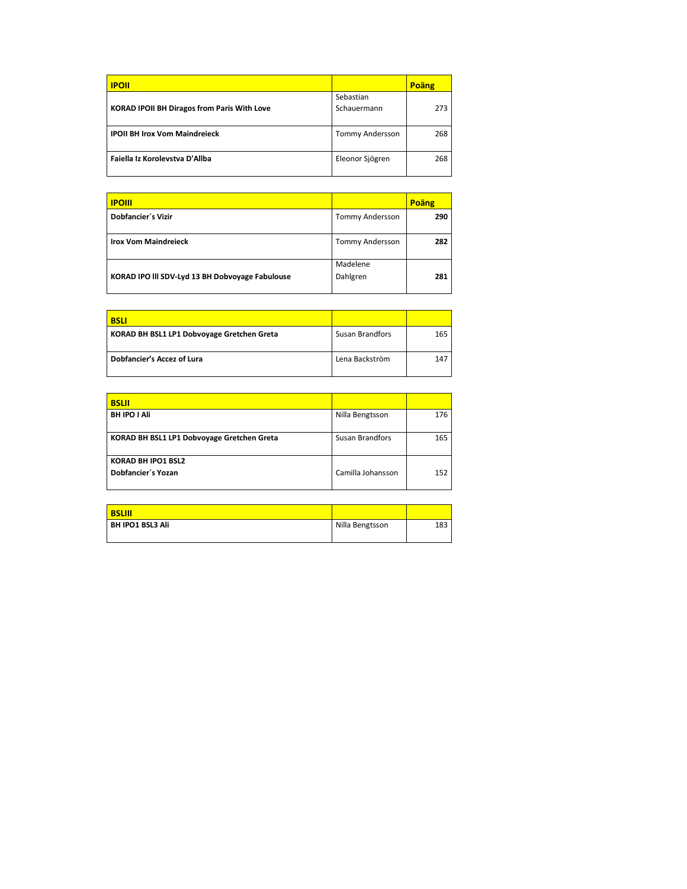| IPOII | | Poäng |
|---|---|---|
| **KORAD IPOII BH Diragos from Paris With Love** | Sebastian Schauermann | 273 |
| **IPOII BH Irox Vom Maindreieck** | Tommy Andersson | 268 |
| **Faiella Iz Korolevstva D'Allba** | Eleonor Sjögren | 268 |

| IPOIII | | Poäng |
|---|---|---|
| **Dobfancier´s Vizir** | Tommy Andersson | **290** |
| **Irox Vom Maindreieck** | Tommy Andersson | **282** |
| **KORAD IPO lll SDV-Lyd 13 BH Dobvoyage Fabulouse** | Madelene Dahlgren | **281** |

| BSLI | | |
|---|---|---|
| **KORAD BH BSL1 LP1 Dobvoyage Gretchen Greta** | Susan Brandfors | 165 |
| **Dobfancier's Accez of Lura** | Lena Backström | 147 |

| BSLII | | |
|---|---|---|
| **BH IPO I Ali** | Nilla Bengtsson | 176 |
| **KORAD BH BSL1 LP1 Dobvoyage Gretchen Greta** | Susan Brandfors | 165 |
| **KORAD BH IPO1 BSL2 Dobfancier´s Yozan** | Camilla Johansson | 152 |

| BSLIII | | |
|---|---|---|
| **BH IPO1 BSL3 Ali** | Nilla Bengtsson | 183 |